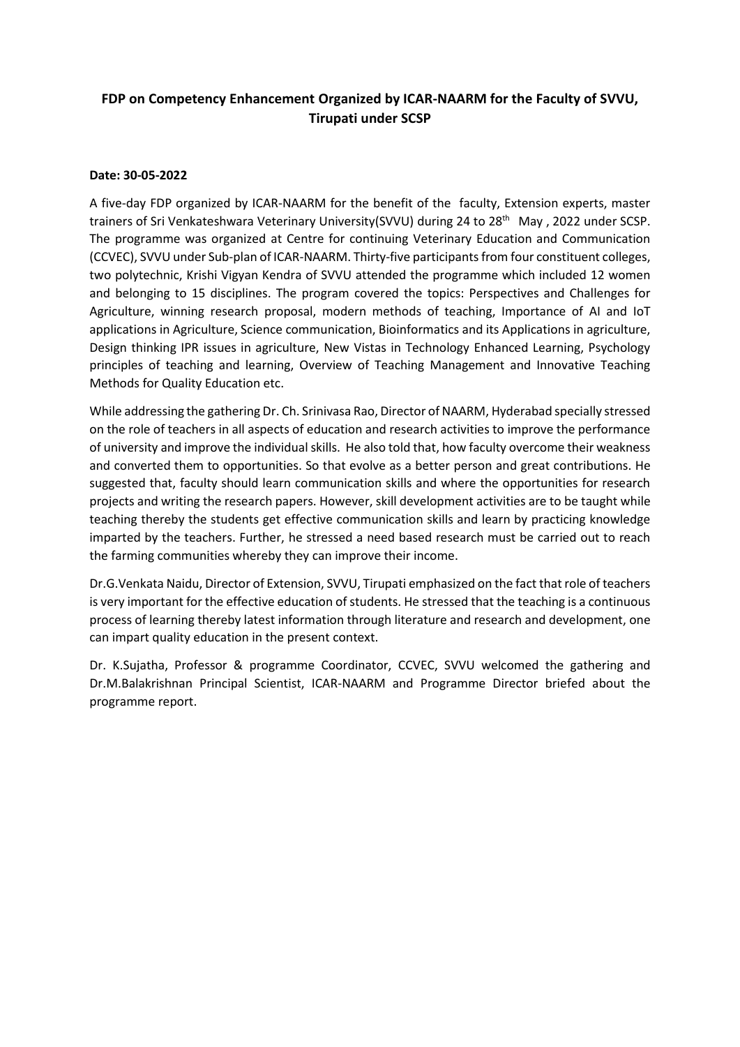## FDP on Competency Enhancement Organized by ICAR-NAARM for the Faculty of SVVU, Tirupati under SCSP

**Date: 30-05-2022**

A five-day FDP organized by ICAR-NAARM for the benefit of the faculty, Extension experts, master trainers of Sri Venkateshwara Veterinary University(SVVU) during 24 to 28th May , 2022 under SCSP. The programme was organized at Centre for continuing Veterinary Education and Communication (CCVEC), SVVU under Sub-plan of ICAR-NAARM. Thirty-five participants from four constituent colleges, two polytechnic, Krishi Vigyan Kendra of SVVU attended the programme which included 12 women and belonging to 15 disciplines. The program covered the topics: Perspectives and Challenges for Agriculture, winning research proposal, modern methods of teaching, Importance of AI and IoT applications in Agriculture, Science communication, Bioinformatics and its Applications in agriculture, Design thinking IPR issues in agriculture, New Vistas in Technology Enhanced Learning, Psychology principles of teaching and learning, Overview of Teaching Management and Innovative Teaching Methods for Quality Education etc.

While addressing the gathering Dr. Ch. Srinivasa Rao, Director of NAARM, Hyderabad specially stressed on the role of teachers in all aspects of education and research activities to improve the performance of university and improve the individual skills. He also told that, how faculty overcome their weakness and converted them to opportunities. So that evolve as a better person and great contributions. He suggested that, faculty should learn communication skills and where the opportunities for research projects and writing the research papers. However, skill development activities are to be taught while teaching thereby the students get effective communication skills and learn by practicing knowledge imparted by the teachers. Further, he stressed a need based research must be carried out to reach the farming communities whereby they can improve their income.

Dr.G.Venkata Naidu, Director of Extension, SVVU, Tirupati emphasized on the fact that role of teachers is very important for the effective education of students. He stressed that the teaching is a continuous process of learning thereby latest information through literature and research and development, one can impart quality education in the present context.

Dr. K.Sujatha, Professor & programme Coordinator, CCVEC, SVVU welcomed the gathering and Dr.M.Balakrishnan Principal Scientist, ICAR-NAARM and Programme Director briefed about the programme report.